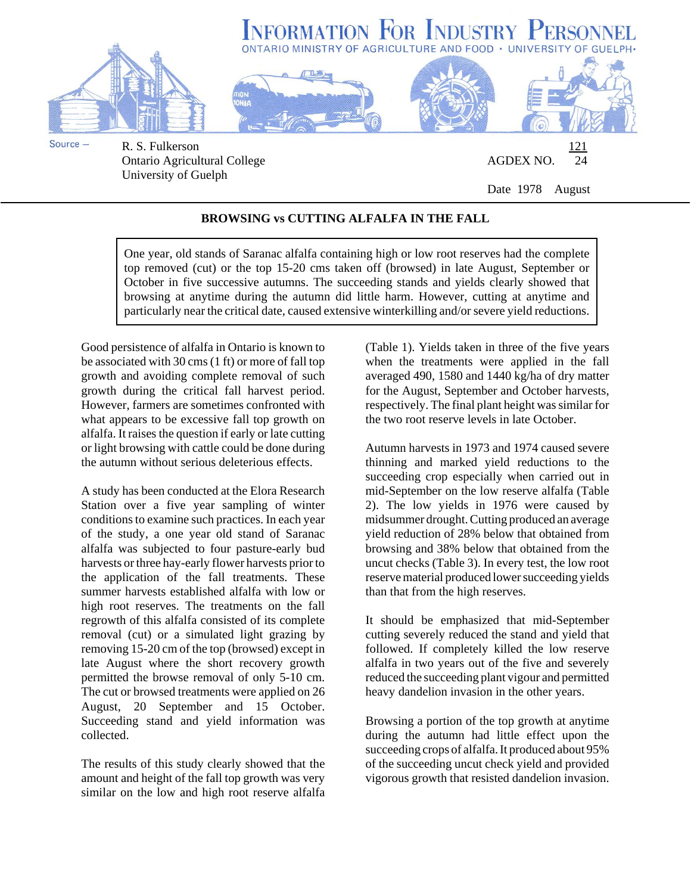# INFORMATION FOR INDUSTRY PERSONNEL

ONTARIO MINISTRY OF AGRICULTURE AND FOOD · UNIVERSITY OF GUELPH·

Source – R. S. Fulkerson
Ontario Agricultural College
University of Guelph

AGDEX NO. 121/24

Date 1978 August

## BROWSING vs CUTTING ALFALFA IN THE FALL

> One year, old stands of Saranac alfalfa containing high or low root reserves had the complete top removed (cut) or the top 15-20 cms taken off (browsed) in late August, September or October in five successive autumns. The succeeding stands and yields clearly showed that browsing at anytime during the autumn did little harm. However, cutting at anytime and particularly near the critical date, caused extensive winterkilling and/or severe yield reductions.

Good persistence of alfalfa in Ontario is known to be associated with 30 cms (1 ft) or more of fall top growth and avoiding complete removal of such growth during the critical fall harvest period. However, farmers are sometimes confronted with what appears to be excessive fall top growth on alfalfa. It raises the question if early or late cutting or light browsing with cattle could be done during the autumn without serious deleterious effects.

A study has been conducted at the Elora Research Station over a five year sampling of winter conditions to examine such practices. In each year of the study, a one year old stand of Saranac alfalfa was subjected to four pasture-early bud harvests or three hay-early flower harvests prior to the application of the fall treatments. These summer harvests established alfalfa with low or high root reserves. The treatments on the fall regrowth of this alfalfa consisted of its complete removal (cut) or a simulated light grazing by removing 15-20 cm of the top (browsed) except in late August where the short recovery growth permitted the browse removal of only 5-10 cm. The cut or browsed treatments were applied on 26 August, 20 September and 15 October. Succeeding stand and yield information was collected.

The results of this study clearly showed that the amount and height of the fall top growth was very similar on the low and high root reserve alfalfa (Table 1). Yields taken in three of the five years when the treatments were applied in the fall averaged 490, 1580 and 1440 kg/ha of dry matter for the August, September and October harvests, respectively. The final plant height was similar for the two root reserve levels in late October.

Autumn harvests in 1973 and 1974 caused severe thinning and marked yield reductions to the succeeding crop especially when carried out in mid-September on the low reserve alfalfa (Table 2). The low yields in 1976 were caused by midsummer drought. Cutting produced an average yield reduction of 28% below that obtained from browsing and 38% below that obtained from the uncut checks (Table 3). In every test, the low root reserve material produced lower succeeding yields than that from the high reserves.

It should be emphasized that mid-September cutting severely reduced the stand and yield that followed. If completely killed the low reserve alfalfa in two years out of the five and severely reduced the succeeding plant vigour and permitted heavy dandelion invasion in the other years.

Browsing a portion of the top growth at anytime during the autumn had little effect upon the succeeding crops of alfalfa. It produced about 95% of the succeeding uncut check yield and provided vigorous growth that resisted dandelion invasion.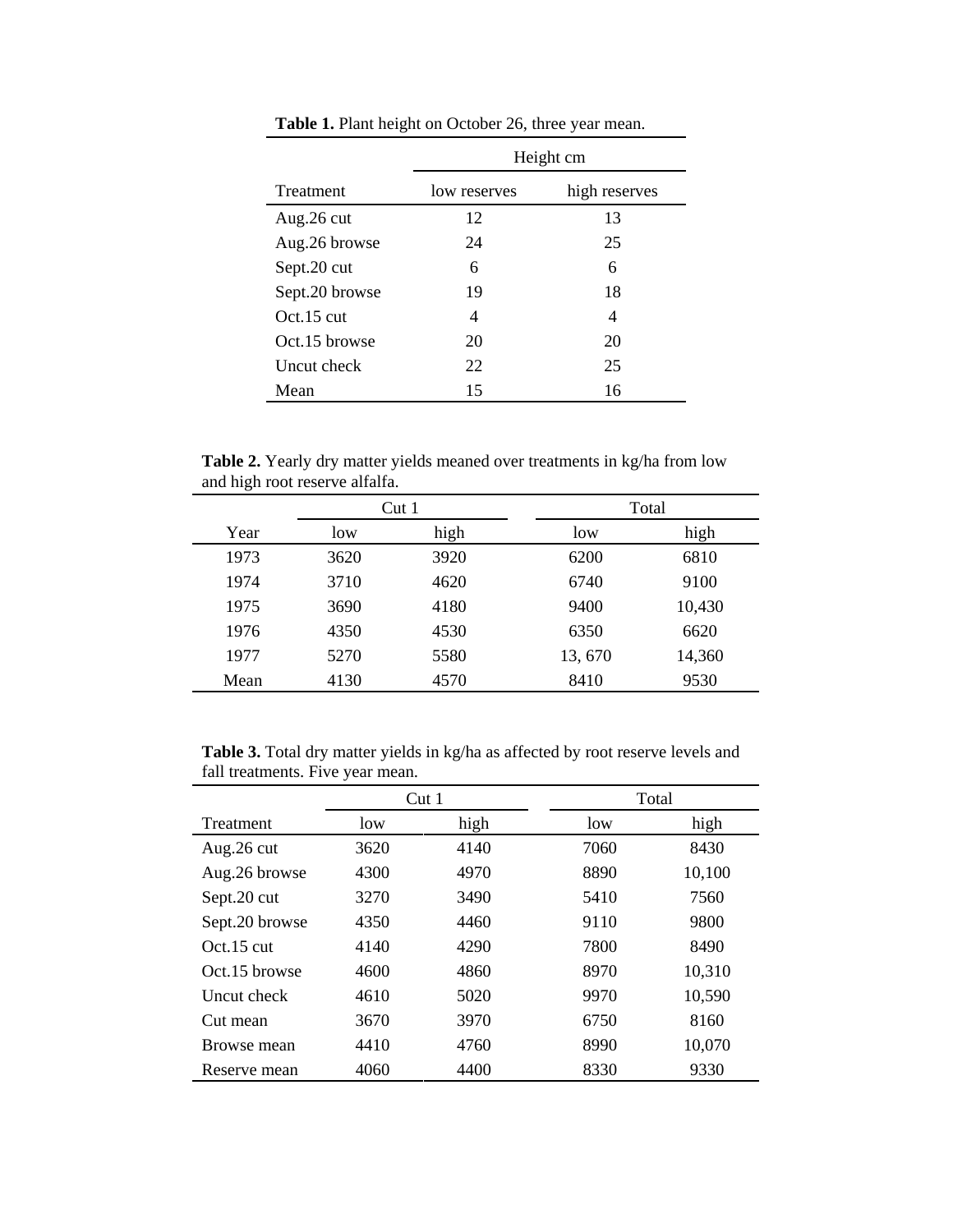**Table 1.** Plant height on October 26, three year mean.

| | Height cm | |
|---|---|---|
| Treatment | low reserves | high reserves |
| Aug.26 cut | 12 | 13 |
| Aug.26 browse | 24 | 25 |
| Sept.20 cut | 6 | 6 |
| Sept.20 browse | 19 | 18 |
| Oct.15 cut | 4 | 4 |
| Oct.15 browse | 20 | 20 |
| Uncut check | 22 | 25 |
| Mean | 15 | 16 |

**Table 2.** Yearly dry matter yields meaned over treatments in kg/ha from low and high root reserve alfalfa.

| | Cut 1 | | Total | |
|---|---|---|---|---|
| Year | low | high | low | high |
| 1973 | 3620 | 3920 | 6200 | 6810 |
| 1974 | 3710 | 4620 | 6740 | 9100 |
| 1975 | 3690 | 4180 | 9400 | 10,430 |
| 1976 | 4350 | 4530 | 6350 | 6620 |
| 1977 | 5270 | 5580 | 13, 670 | 14,360 |
| Mean | 4130 | 4570 | 8410 | 9530 |

**Table 3.** Total dry matter yields in kg/ha as affected by root reserve levels and fall treatments. Five year mean.

| | Cut 1 | | Total | |
|---|---|---|---|---|
| Treatment | low | high | low | high |
| Aug.26 cut | 3620 | 4140 | 7060 | 8430 |
| Aug.26 browse | 4300 | 4970 | 8890 | 10,100 |
| Sept.20 cut | 3270 | 3490 | 5410 | 7560 |
| Sept.20 browse | 4350 | 4460 | 9110 | 9800 |
| Oct.15 cut | 4140 | 4290 | 7800 | 8490 |
| Oct.15 browse | 4600 | 4860 | 8970 | 10,310 |
| Uncut check | 4610 | 5020 | 9970 | 10,590 |
| Cut mean | 3670 | 3970 | 6750 | 8160 |
| Browse mean | 4410 | 4760 | 8990 | 10,070 |
| Reserve mean | 4060 | 4400 | 8330 | 9330 |